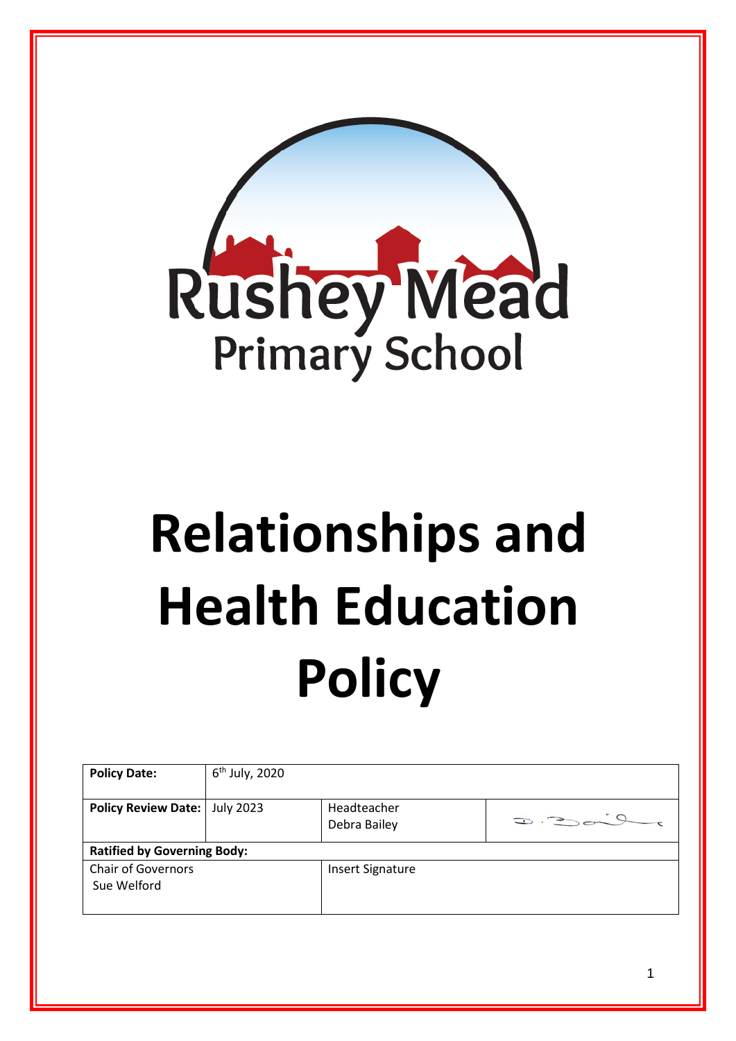Rushey Mead
Primary School

# Relationships and Health Education Policy

| **Policy Date:** | 6th July, 2020 | | |
|---|---|---|---|
| **Policy Review Date:** | July 2023 | Headteacher Debra Bailey | D. Bailey |
| **Ratified by Governing Body:** | | | |
| Chair of Governors Sue Welford | | Insert Signature | |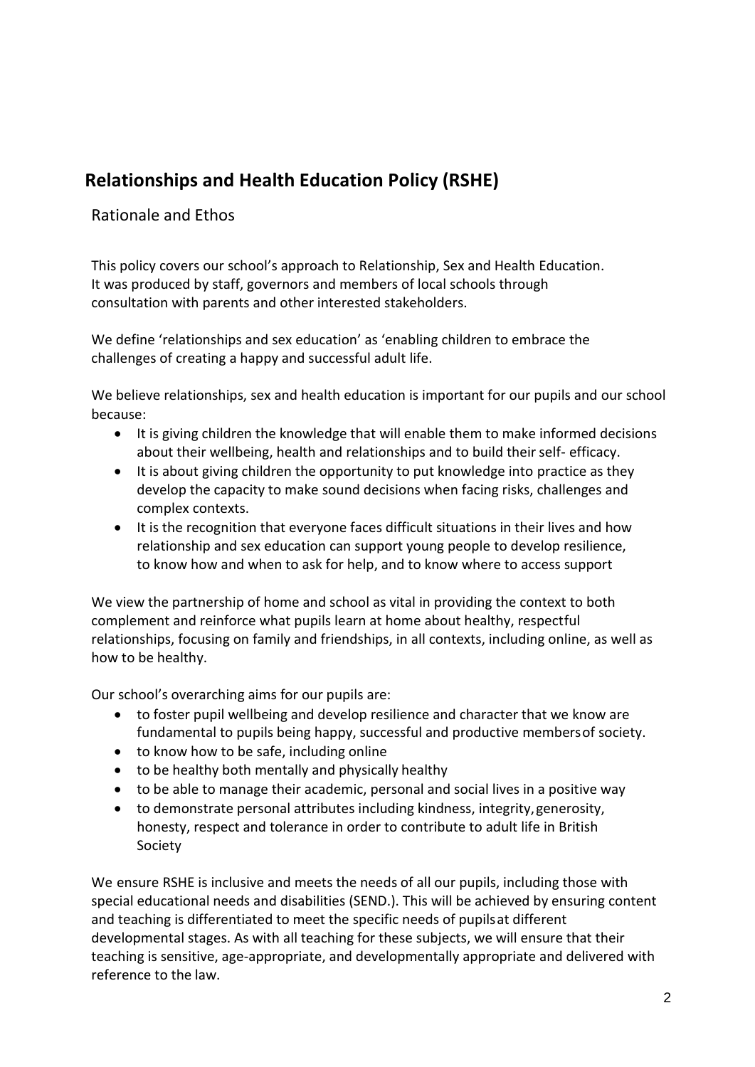# Relationships and Health Education Policy (RSHE)

## Rationale and Ethos

This policy covers our school's approach to Relationship, Sex and Health Education. It was produced by staff, governors and members of local schools through consultation with parents and other interested stakeholders.

We define 'relationships and sex education' as 'enabling children to embrace the challenges of creating a happy and successful adult life.

We believe relationships, sex and health education is important for our pupils and our school because:

- It is giving children the knowledge that will enable them to make informed decisions about their wellbeing, health and relationships and to build their self- efficacy.
- It is about giving children the opportunity to put knowledge into practice as they develop the capacity to make sound decisions when facing risks, challenges and complex contexts.
- It is the recognition that everyone faces difficult situations in their lives and how relationship and sex education can support young people to develop resilience, to know how and when to ask for help, and to know where to access support

We view the partnership of home and school as vital in providing the context to both complement and reinforce what pupils learn at home about healthy, respectful relationships, focusing on family and friendships, in all contexts, including online, as well as how to be healthy.

Our school's overarching aims for our pupils are:

- to foster pupil wellbeing and develop resilience and character that we know are fundamental to pupils being happy, successful and productive members of society.
- to know how to be safe, including online
- to be healthy both mentally and physically healthy
- to be able to manage their academic, personal and social lives in a positive way
- to demonstrate personal attributes including kindness, integrity, generosity, honesty, respect and tolerance in order to contribute to adult life in British Society

We ensure RSHE is inclusive and meets the needs of all our pupils, including those with special educational needs and disabilities (SEND.). This will be achieved by ensuring content and teaching is differentiated to meet the specific needs of pupils at different developmental stages. As with all teaching for these subjects, we will ensure that their teaching is sensitive, age-appropriate, and developmentally appropriate and delivered with reference to the law.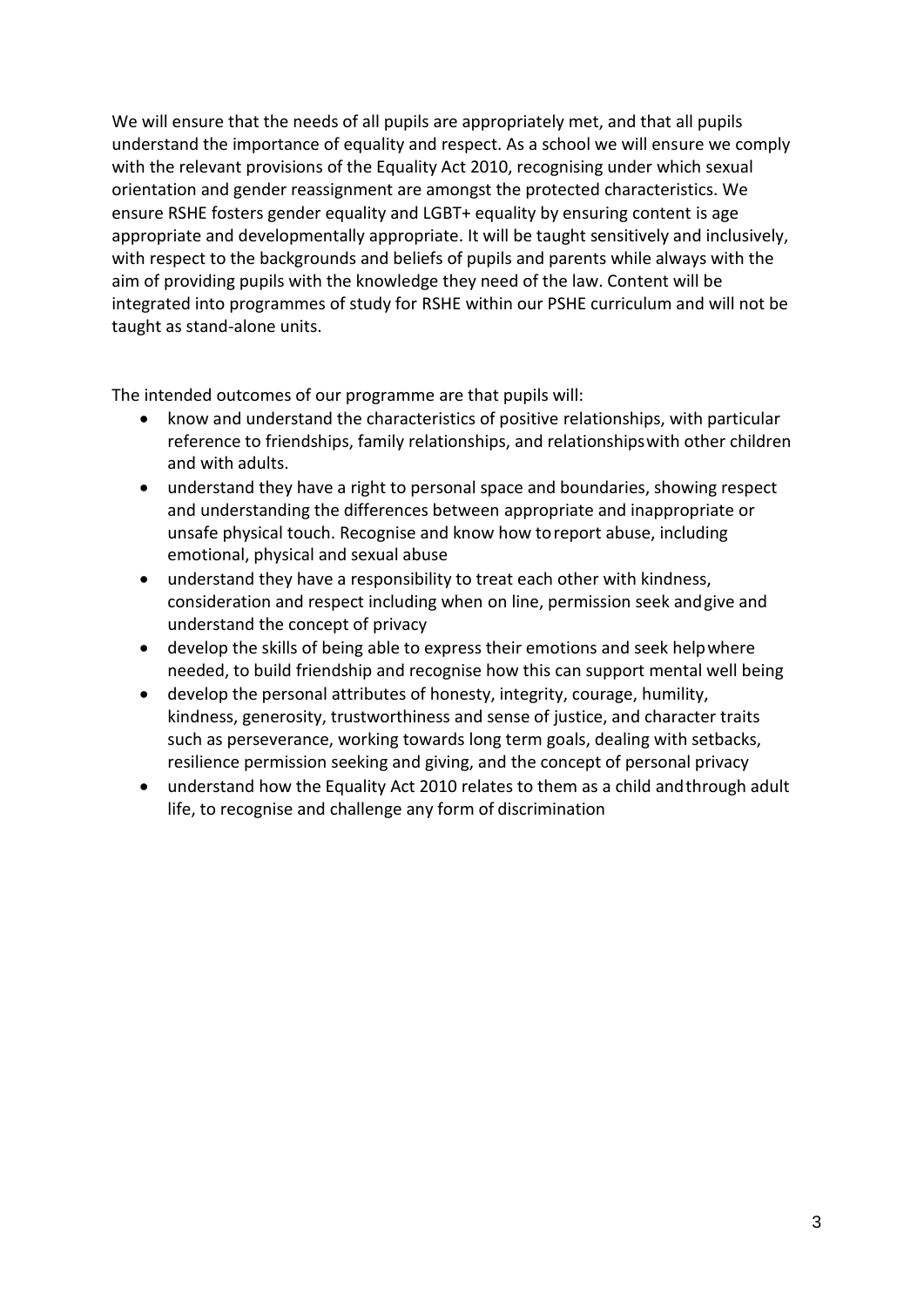We will ensure that the needs of all pupils are appropriately met, and that all pupils understand the importance of equality and respect. As a school we will ensure we comply with the relevant provisions of the Equality Act 2010, recognising under which sexual orientation and gender reassignment are amongst the protected characteristics. We ensure RSHE fosters gender equality and LGBT+ equality by ensuring content is age appropriate and developmentally appropriate. It will be taught sensitively and inclusively, with respect to the backgrounds and beliefs of pupils and parents while always with the aim of providing pupils with the knowledge they need of the law. Content will be integrated into programmes of study for RSHE within our PSHE curriculum and will not be taught as stand-alone units.

The intended outcomes of our programme are that pupils will:

- know and understand the characteristics of positive relationships, with particular reference to friendships, family relationships, and relationships with other children and with adults.
- understand they have a right to personal space and boundaries, showing respect and understanding the differences between appropriate and inappropriate or unsafe physical touch. Recognise and know how to report abuse, including emotional, physical and sexual abuse
- understand they have a responsibility to treat each other with kindness, consideration and respect including when on line, permission seek and give and understand the concept of privacy
- develop the skills of being able to express their emotions and seek help where needed, to build friendship and recognise how this can support mental well being
- develop the personal attributes of honesty, integrity, courage, humility, kindness, generosity, trustworthiness and sense of justice, and character traits such as perseverance, working towards long term goals, dealing with setbacks, resilience permission seeking and giving, and the concept of personal privacy
- understand how the Equality Act 2010 relates to them as a child and through adult life, to recognise and challenge any form of discrimination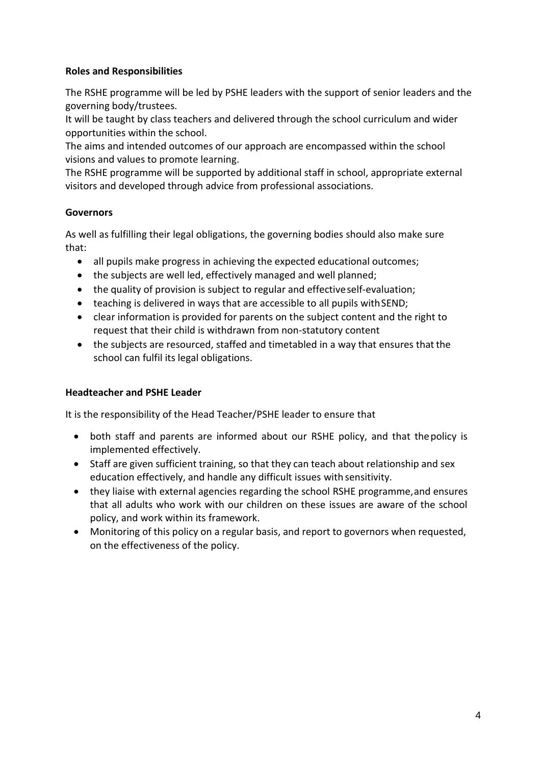**Roles and Responsibilities**

The RSHE programme will be led by PSHE leaders with the support of senior leaders and the governing body/trustees.

It will be taught by class teachers and delivered through the school curriculum and wider opportunities within the school.

The aims and intended outcomes of our approach are encompassed within the school visions and values to promote learning.

The RSHE programme will be supported by additional staff in school, appropriate external visitors and developed through advice from professional associations.

**Governors**

As well as fulfilling their legal obligations, the governing bodies should also make sure that:

- all pupils make progress in achieving the expected educational outcomes;
- the subjects are well led, effectively managed and well planned;
- the quality of provision is subject to regular and effective self-evaluation;
- teaching is delivered in ways that are accessible to all pupils with SEND;
- clear information is provided for parents on the subject content and the right to request that their child is withdrawn from non-statutory content
- the subjects are resourced, staffed and timetabled in a way that ensures that the school can fulfil its legal obligations.

**Headteacher and PSHE Leader**

It is the responsibility of the Head Teacher/PSHE leader to ensure that

- both staff and parents are informed about our RSHE policy, and that the policy is implemented effectively.
- Staff are given sufficient training, so that they can teach about relationship and sex education effectively, and handle any difficult issues with sensitivity.
- they liaise with external agencies regarding the school RSHE programme, and ensures that all adults who work with our children on these issues are aware of the school policy, and work within its framework.
- Monitoring of this policy on a regular basis, and report to governors when requested, on the effectiveness of the policy.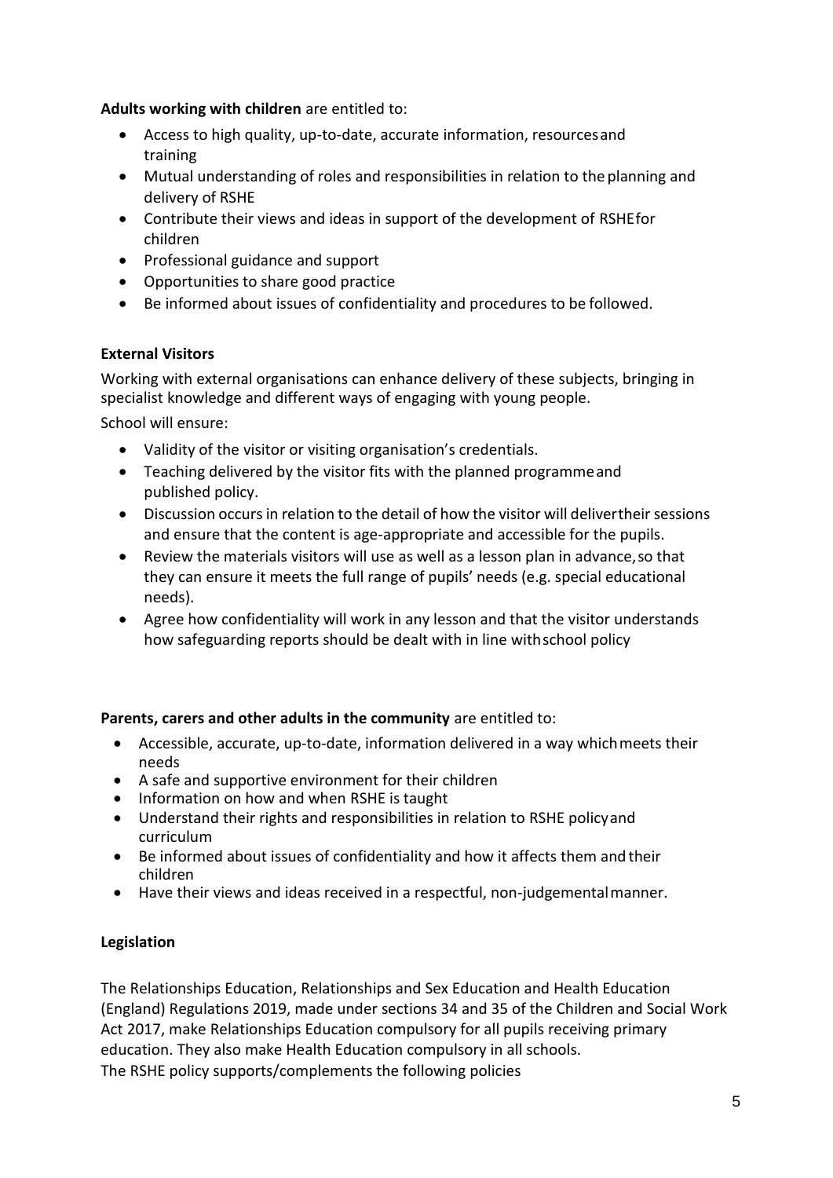**Adults working with children** are entitled to:

- Access to high quality, up-to-date, accurate information, resources and training
- Mutual understanding of roles and responsibilities in relation to the planning and delivery of RSHE
- Contribute their views and ideas in support of the development of RSHE for children
- Professional guidance and support
- Opportunities to share good practice
- Be informed about issues of confidentiality and procedures to be followed.

**External Visitors**

Working with external organisations can enhance delivery of these subjects, bringing in specialist knowledge and different ways of engaging with young people.

School will ensure:

- Validity of the visitor or visiting organisation's credentials.
- Teaching delivered by the visitor fits with the planned programme and published policy.
- Discussion occurs in relation to the detail of how the visitor will deliver their sessions and ensure that the content is age-appropriate and accessible for the pupils.
- Review the materials visitors will use as well as a lesson plan in advance, so that they can ensure it meets the full range of pupils' needs (e.g. special educational needs).
- Agree how confidentiality will work in any lesson and that the visitor understands how safeguarding reports should be dealt with in line with school policy

**Parents, carers and other adults in the community** are entitled to:

- Accessible, accurate, up-to-date, information delivered in a way which meets their needs
- A safe and supportive environment for their children
- Information on how and when RSHE is taught
- Understand their rights and responsibilities in relation to RSHE policy and curriculum
- Be informed about issues of confidentiality and how it affects them and their children
- Have their views and ideas received in a respectful, non-judgemental manner.

**Legislation**

The Relationships Education, Relationships and Sex Education and Health Education (England) Regulations 2019, made under sections 34 and 35 of the Children and Social Work Act 2017, make Relationships Education compulsory for all pupils receiving primary education. They also make Health Education compulsory in all schools.
The RSHE policy supports/complements the following policies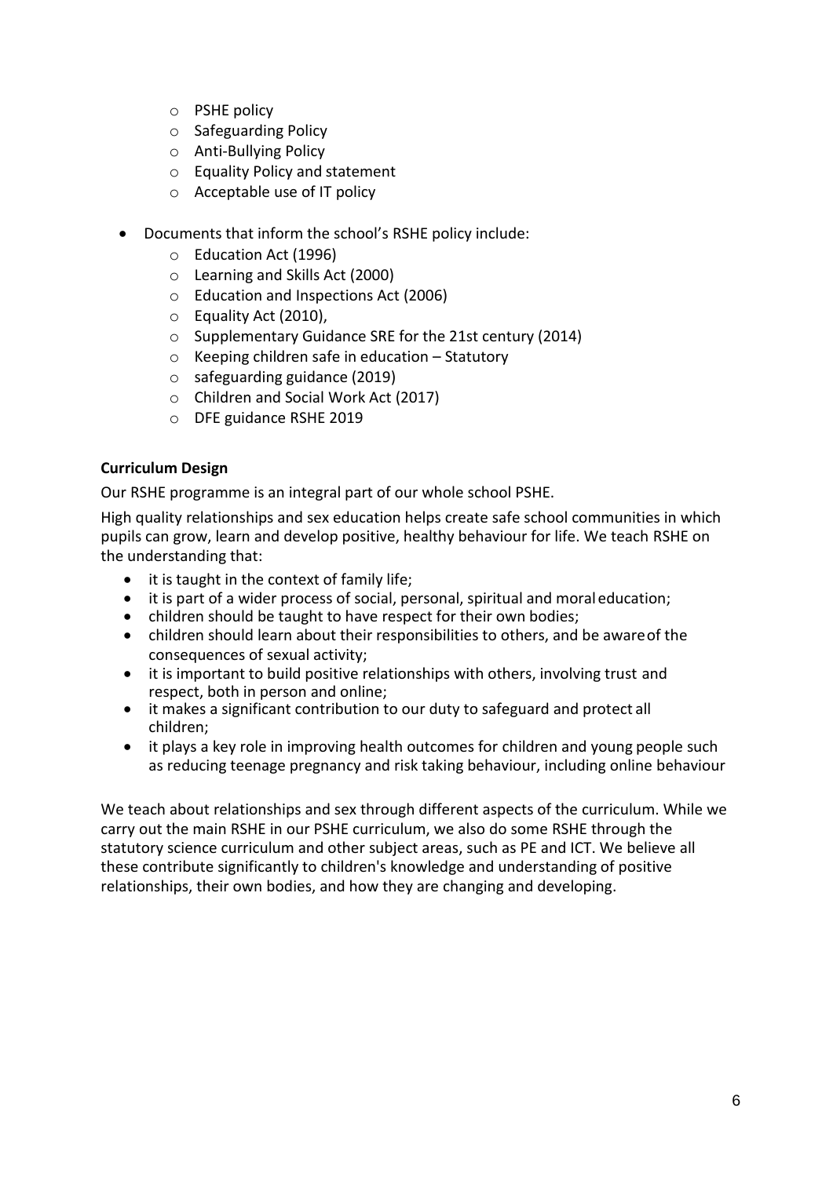- PSHE policy
  - Safeguarding Policy
  - Anti-Bullying Policy
  - Equality Policy and statement
  - Acceptable use of IT policy

- Documents that inform the school's RSHE policy include:
  - Education Act (1996)
  - Learning and Skills Act (2000)
  - Education and Inspections Act (2006)
  - Equality Act (2010),
  - Supplementary Guidance SRE for the 21st century (2014)
  - Keeping children safe in education – Statutory
  - safeguarding guidance (2019)
  - Children and Social Work Act (2017)
  - DFE guidance RSHE 2019

**Curriculum Design**

Our RSHE programme is an integral part of our whole school PSHE.

High quality relationships and sex education helps create safe school communities in which pupils can grow, learn and develop positive, healthy behaviour for life. We teach RSHE on the understanding that:

- it is taught in the context of family life;
- it is part of a wider process of social, personal, spiritual and moral education;
- children should be taught to have respect for their own bodies;
- children should learn about their responsibilities to others, and be aware of the consequences of sexual activity;
- it is important to build positive relationships with others, involving trust and respect, both in person and online;
- it makes a significant contribution to our duty to safeguard and protect all children;
- it plays a key role in improving health outcomes for children and young people such as reducing teenage pregnancy and risk taking behaviour, including online behaviour

We teach about relationships and sex through different aspects of the curriculum. While we carry out the main RSHE in our PSHE curriculum, we also do some RSHE through the statutory science curriculum and other subject areas, such as PE and ICT. We believe all these contribute significantly to children's knowledge and understanding of positive relationships, their own bodies, and how they are changing and developing.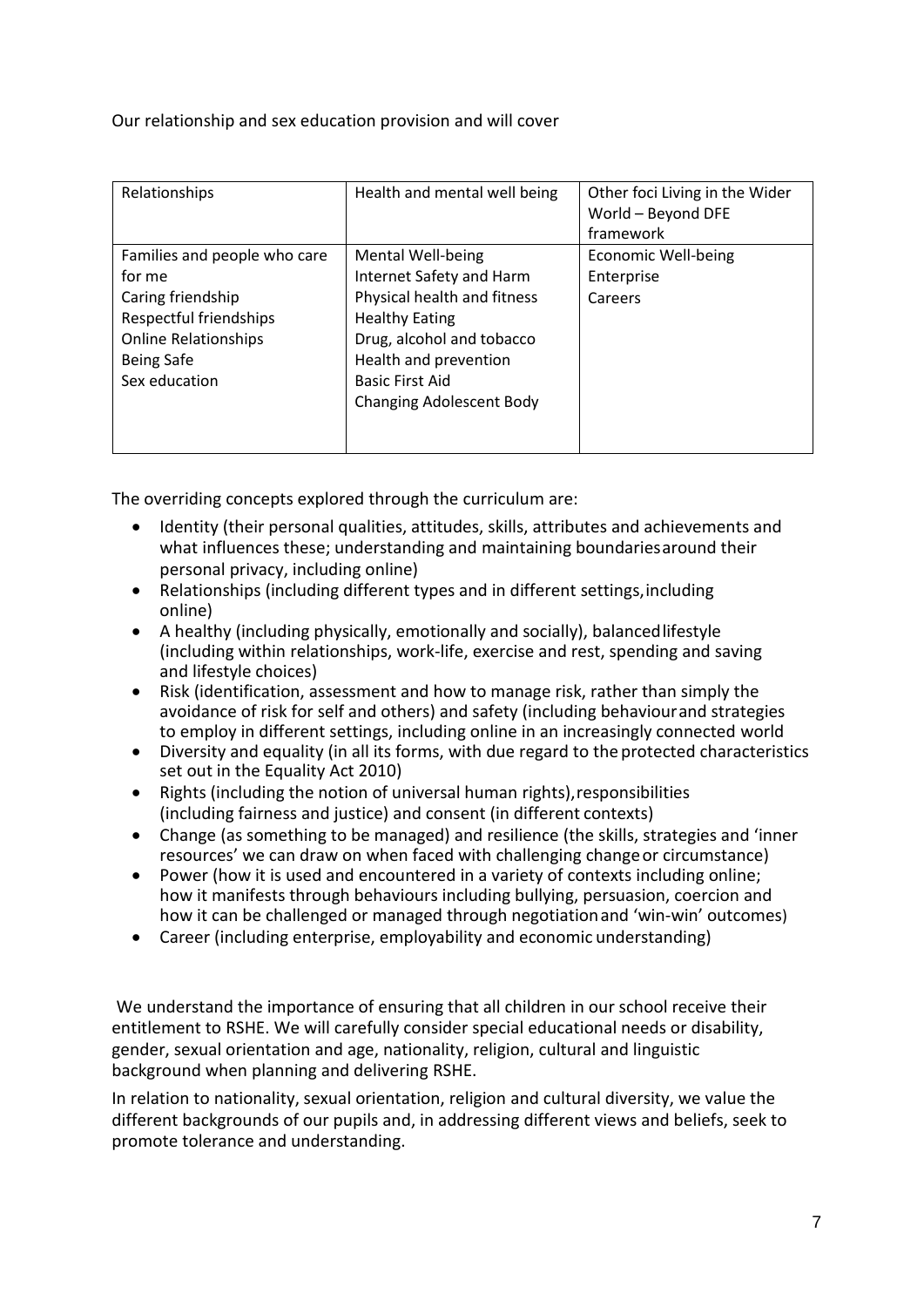Our relationship and sex education provision and will cover

| Relationships | Health and mental well being | Other foci Living in the Wider World – Beyond DFE framework |
| --- | --- | --- |
| Families and people who care for me<br>Caring friendship<br>Respectful friendships<br>Online Relationships<br>Being Safe<br>Sex education | Mental Well-being<br>Internet Safety and Harm<br>Physical health and fitness<br>Healthy Eating<br>Drug, alcohol and tobacco<br>Health and prevention<br>Basic First Aid<br>Changing Adolescent Body | Economic Well-being<br>Enterprise<br>Careers |

The overriding concepts explored through the curriculum are:

- Identity (their personal qualities, attitudes, skills, attributes and achievements and what influences these; understanding and maintaining boundaries around their personal privacy, including online)
- Relationships (including different types and in different settings, including online)
- A healthy (including physically, emotionally and socially), balanced lifestyle (including within relationships, work-life, exercise and rest, spending and saving and lifestyle choices)
- Risk (identification, assessment and how to manage risk, rather than simply the avoidance of risk for self and others) and safety (including behaviour and strategies to employ in different settings, including online in an increasingly connected world
- Diversity and equality (in all its forms, with due regard to the protected characteristics set out in the Equality Act 2010)
- Rights (including the notion of universal human rights), responsibilities (including fairness and justice) and consent (in different contexts)
- Change (as something to be managed) and resilience (the skills, strategies and 'inner resources' we can draw on when faced with challenging change or circumstance)
- Power (how it is used and encountered in a variety of contexts including online; how it manifests through behaviours including bullying, persuasion, coercion and how it can be challenged or managed through negotiation and 'win-win' outcomes)
- Career (including enterprise, employability and economic understanding)

We understand the importance of ensuring that all children in our school receive their entitlement to RSHE. We will carefully consider special educational needs or disability, gender, sexual orientation and age, nationality, religion, cultural and linguistic background when planning and delivering RSHE.

In relation to nationality, sexual orientation, religion and cultural diversity, we value the different backgrounds of our pupils and, in addressing different views and beliefs, seek to promote tolerance and understanding.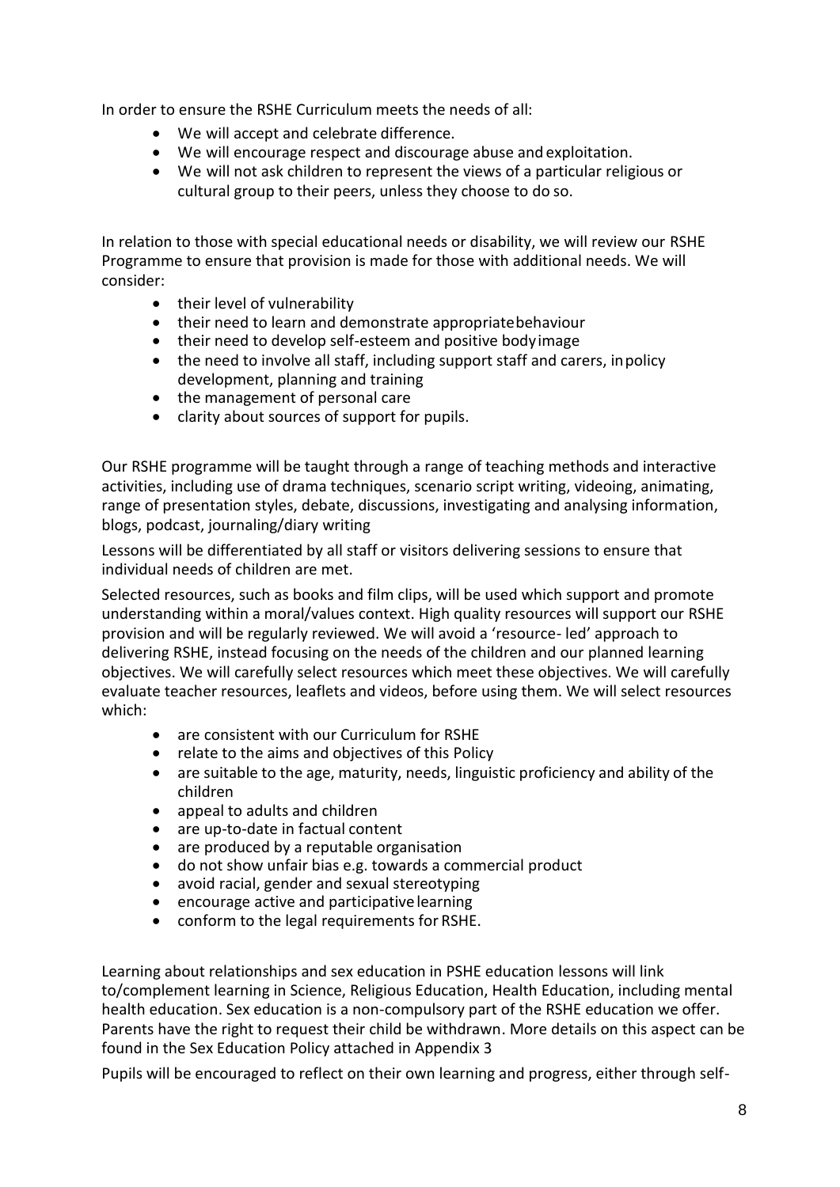In order to ensure the RSHE Curriculum meets the needs of all:

- We will accept and celebrate difference.
- We will encourage respect and discourage abuse and exploitation.
- We will not ask children to represent the views of a particular religious or cultural group to their peers, unless they choose to do so.

In relation to those with special educational needs or disability, we will review our RSHE Programme to ensure that provision is made for those with additional needs. We will consider:

- their level of vulnerability
- their need to learn and demonstrate appropriate behaviour
- their need to develop self-esteem and positive body image
- the need to involve all staff, including support staff and carers, in policy development, planning and training
- the management of personal care
- clarity about sources of support for pupils.

Our RSHE programme will be taught through a range of teaching methods and interactive activities, including use of drama techniques, scenario script writing, videoing, animating, range of presentation styles, debate, discussions, investigating and analysing information, blogs, podcast, journaling/diary writing

Lessons will be differentiated by all staff or visitors delivering sessions to ensure that individual needs of children are met.

Selected resources, such as books and film clips, will be used which support and promote understanding within a moral/values context. High quality resources will support our RSHE provision and will be regularly reviewed. We will avoid a 'resource- led' approach to delivering RSHE, instead focusing on the needs of the children and our planned learning objectives. We will carefully select resources which meet these objectives. We will carefully evaluate teacher resources, leaflets and videos, before using them. We will select resources which:

- are consistent with our Curriculum for RSHE
- relate to the aims and objectives of this Policy
- are suitable to the age, maturity, needs, linguistic proficiency and ability of the children
- appeal to adults and children
- are up-to-date in factual content
- are produced by a reputable organisation
- do not show unfair bias e.g. towards a commercial product
- avoid racial, gender and sexual stereotyping
- encourage active and participative learning
- conform to the legal requirements for RSHE.

Learning about relationships and sex education in PSHE education lessons will link to/complement learning in Science, Religious Education, Health Education, including mental health education. Sex education is a non-compulsory part of the RSHE education we offer. Parents have the right to request their child be withdrawn. More details on this aspect can be found in the Sex Education Policy attached in Appendix 3

Pupils will be encouraged to reflect on their own learning and progress, either through self-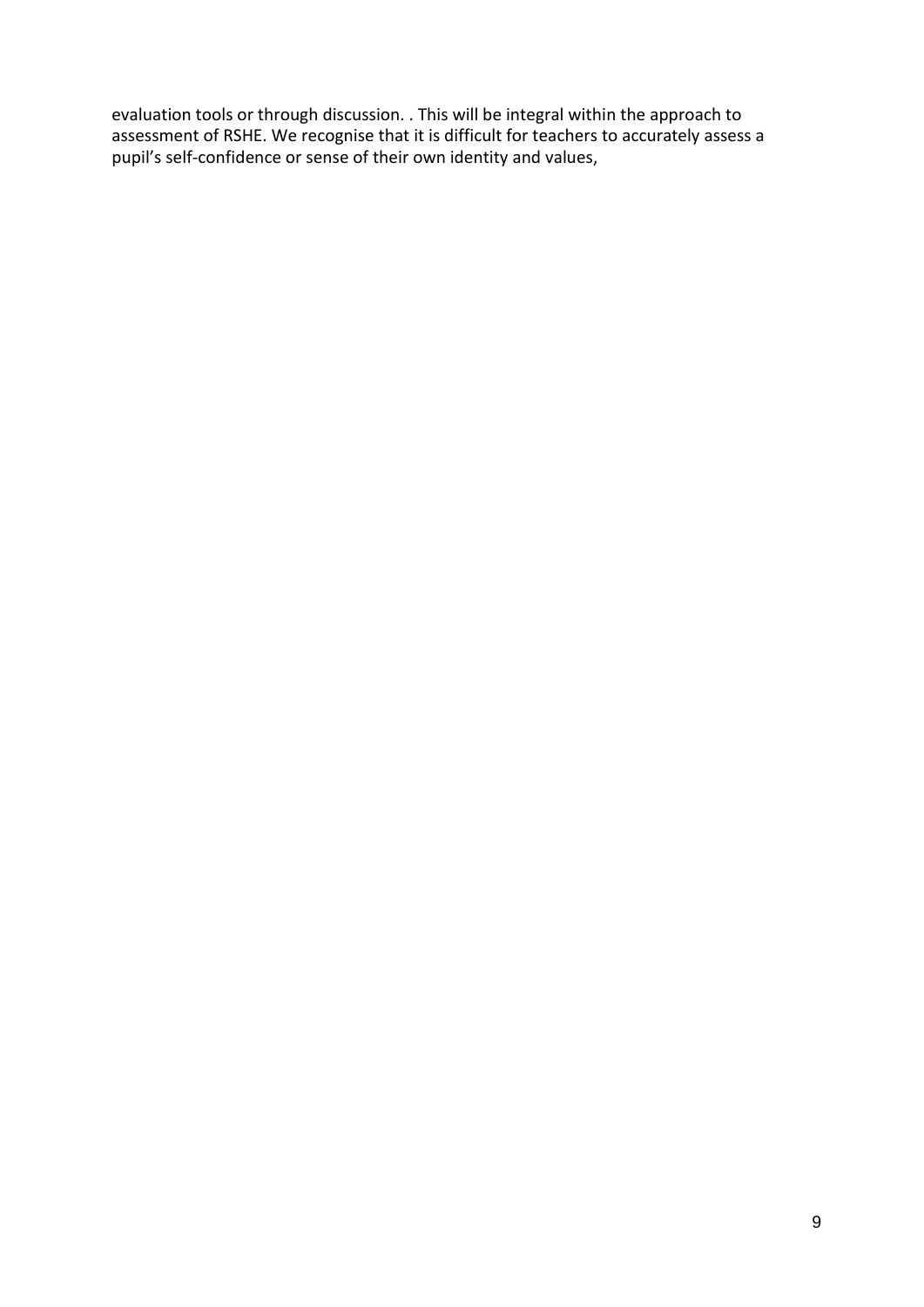evaluation tools or through discussion. . This will be integral within the approach to assessment of RSHE. We recognise that it is difficult for teachers to accurately assess a pupil's self-confidence or sense of their own identity and values,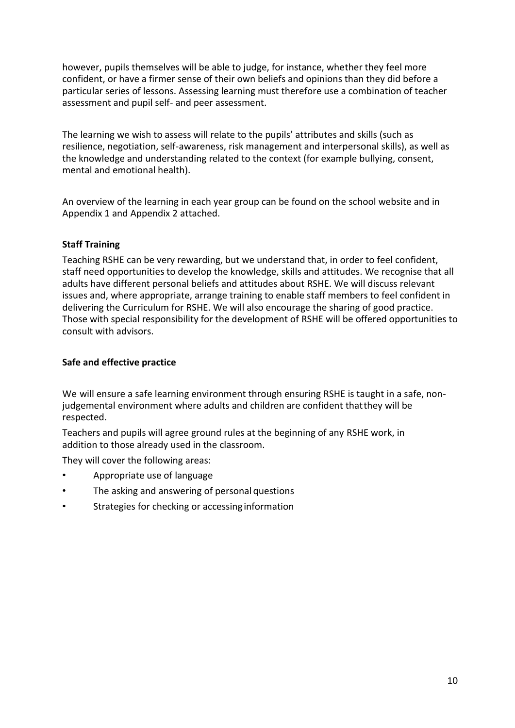however, pupils themselves will be able to judge, for instance, whether they feel more confident, or have a firmer sense of their own beliefs and opinions than they did before a particular series of lessons. Assessing learning must therefore use a combination of teacher assessment and pupil self- and peer assessment.

The learning we wish to assess will relate to the pupils' attributes and skills (such as resilience, negotiation, self-awareness, risk management and interpersonal skills), as well as the knowledge and understanding related to the context (for example bullying, consent, mental and emotional health).

An overview of the learning in each year group can be found on the school website and in Appendix 1 and Appendix 2 attached.

**Staff Training**

Teaching RSHE can be very rewarding, but we understand that, in order to feel confident, staff need opportunities to develop the knowledge, skills and attitudes. We recognise that all adults have different personal beliefs and attitudes about RSHE. We will discuss relevant issues and, where appropriate, arrange training to enable staff members to feel confident in delivering the Curriculum for RSHE. We will also encourage the sharing of good practice. Those with special responsibility for the development of RSHE will be offered opportunities to consult with advisors.

**Safe and effective practice**

We will ensure a safe learning environment through ensuring RSHE is taught in a safe, non-judgemental environment where adults and children are confident that they will be respected.

Teachers and pupils will agree ground rules at the beginning of any RSHE work, in addition to those already used in the classroom.

They will cover the following areas:

- Appropriate use of language
- The asking and answering of personal questions
- Strategies for checking or accessing information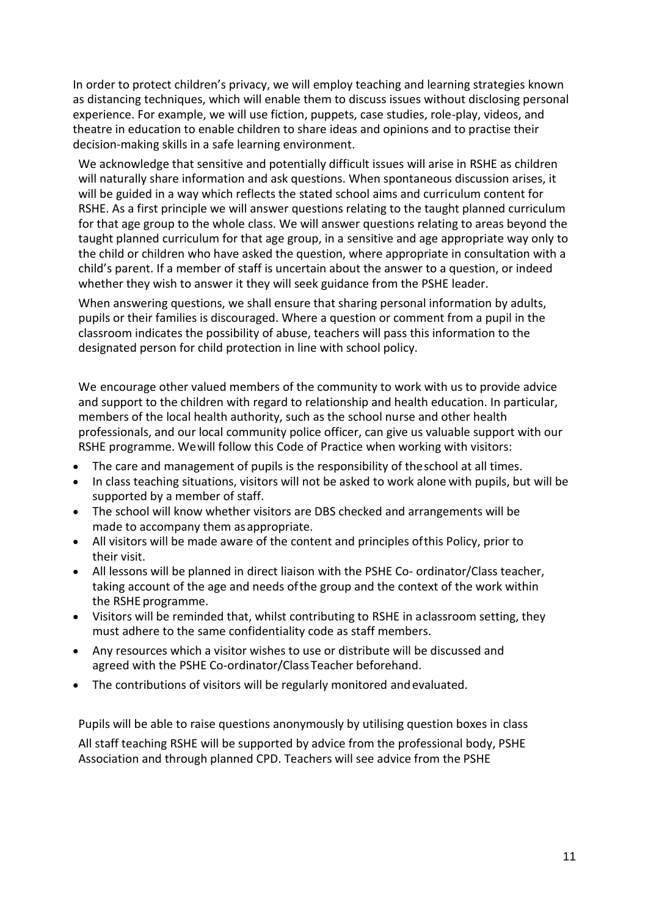In order to protect children's privacy, we will employ teaching and learning strategies known as distancing techniques, which will enable them to discuss issues without disclosing personal experience. For example, we will use fiction, puppets, case studies, role-play, videos, and theatre in education to enable children to share ideas and opinions and to practise their decision-making skills in a safe learning environment.

We acknowledge that sensitive and potentially difficult issues will arise in RSHE as children will naturally share information and ask questions. When spontaneous discussion arises, it will be guided in a way which reflects the stated school aims and curriculum content for RSHE. As a first principle we will answer questions relating to the taught planned curriculum for that age group to the whole class. We will answer questions relating to areas beyond the taught planned curriculum for that age group, in a sensitive and age appropriate way only to the child or children who have asked the question, where appropriate in consultation with a child's parent. If a member of staff is uncertain about the answer to a question, or indeed whether they wish to answer it they will seek guidance from the PSHE leader.

When answering questions, we shall ensure that sharing personal information by adults, pupils or their families is discouraged. Where a question or comment from a pupil in the classroom indicates the possibility of abuse, teachers will pass this information to the designated person for child protection in line with school policy.

We encourage other valued members of the community to work with us to provide advice and support to the children with regard to relationship and health education. In particular, members of the local health authority, such as the school nurse and other health professionals, and our local community police officer, can give us valuable support with our RSHE programme. We will follow this Code of Practice when working with visitors:

- The care and management of pupils is the responsibility of the school at all times.
- In class teaching situations, visitors will not be asked to work alone with pupils, but will be supported by a member of staff.
- The school will know whether visitors are DBS checked and arrangements will be made to accompany them as appropriate.
- All visitors will be made aware of the content and principles of this Policy, prior to their visit.
- All lessons will be planned in direct liaison with the PSHE Co- ordinator/Class teacher, taking account of the age and needs of the group and the context of the work within the RSHE programme.
- Visitors will be reminded that, whilst contributing to RSHE in a classroom setting, they must adhere to the same confidentiality code as staff members.
- Any resources which a visitor wishes to use or distribute will be discussed and agreed with the PSHE Co-ordinator/Class Teacher beforehand.
- The contributions of visitors will be regularly monitored and evaluated.

Pupils will be able to raise questions anonymously by utilising question boxes in class

All staff teaching RSHE will be supported by advice from the professional body, PSHE Association and through planned CPD. Teachers will see advice from the PSHE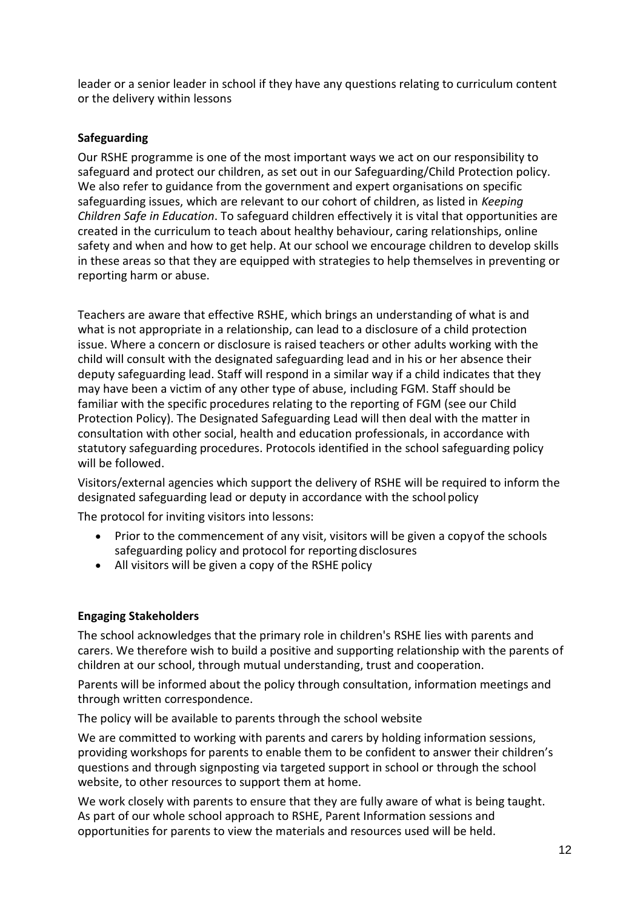leader or a senior leader in school if they have any questions relating to curriculum content or the delivery within lessons

**Safeguarding**

Our RSHE programme is one of the most important ways we act on our responsibility to safeguard and protect our children, as set out in our Safeguarding/Child Protection policy. We also refer to guidance from the government and expert organisations on specific safeguarding issues, which are relevant to our cohort of children, as listed in *Keeping Children Safe in Education*. To safeguard children effectively it is vital that opportunities are created in the curriculum to teach about healthy behaviour, caring relationships, online safety and when and how to get help. At our school we encourage children to develop skills in these areas so that they are equipped with strategies to help themselves in preventing or reporting harm or abuse.

Teachers are aware that effective RSHE, which brings an understanding of what is and what is not appropriate in a relationship, can lead to a disclosure of a child protection issue. Where a concern or disclosure is raised teachers or other adults working with the child will consult with the designated safeguarding lead and in his or her absence their deputy safeguarding lead. Staff will respond in a similar way if a child indicates that they may have been a victim of any other type of abuse, including FGM. Staff should be familiar with the specific procedures relating to the reporting of FGM (see our Child Protection Policy). The Designated Safeguarding Lead will then deal with the matter in consultation with other social, health and education professionals, in accordance with statutory safeguarding procedures. Protocols identified in the school safeguarding policy will be followed.

Visitors/external agencies which support the delivery of RSHE will be required to inform the designated safeguarding lead or deputy in accordance with the school policy

The protocol for inviting visitors into lessons:

- Prior to the commencement of any visit, visitors will be given a copy of the schools safeguarding policy and protocol for reporting disclosures
- All visitors will be given a copy of the RSHE policy

**Engaging Stakeholders**

The school acknowledges that the primary role in children's RSHE lies with parents and carers. We therefore wish to build a positive and supporting relationship with the parents of children at our school, through mutual understanding, trust and cooperation.

Parents will be informed about the policy through consultation, information meetings and through written correspondence.

The policy will be available to parents through the school website

We are committed to working with parents and carers by holding information sessions, providing workshops for parents to enable them to be confident to answer their children's questions and through signposting via targeted support in school or through the school website, to other resources to support them at home.

We work closely with parents to ensure that they are fully aware of what is being taught. As part of our whole school approach to RSHE, Parent Information sessions and opportunities for parents to view the materials and resources used will be held.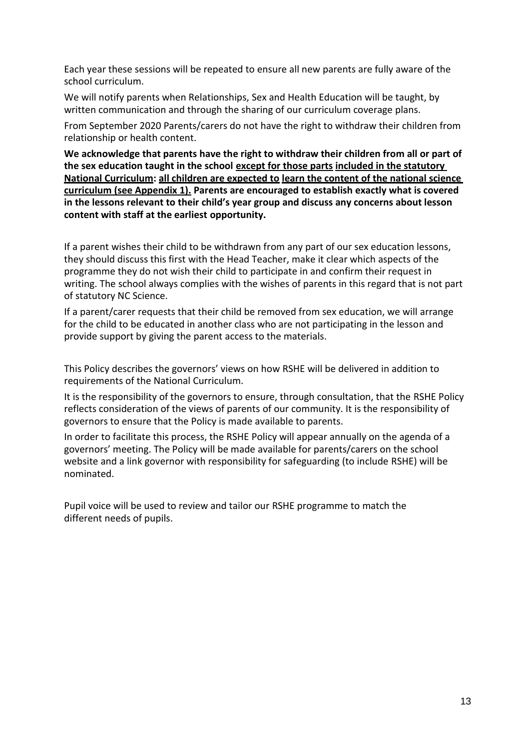Each year these sessions will be repeated to ensure all new parents are fully aware of the school curriculum.

We will notify parents when Relationships, Sex and Health Education will be taught, by written communication and through the sharing of our curriculum coverage plans.

From September 2020 Parents/carers do not have the right to withdraw their children from relationship or health content.

**We acknowledge that parents have the right to withdraw their children from all or part of the sex education taught in the school <u>except for those parts</u> <u>included in the statutory National Curriculum</u>: <u>all children are expected to</u> <u>learn the content of the national science curriculum (see Appendix 1).</u> Parents are encouraged to establish exactly what is covered in the lessons relevant to their child's year group and discuss any concerns about lesson content with staff at the earliest opportunity.**

If a parent wishes their child to be withdrawn from any part of our sex education lessons, they should discuss this first with the Head Teacher, make it clear which aspects of the programme they do not wish their child to participate in and confirm their request in writing. The school always complies with the wishes of parents in this regard that is not part of statutory NC Science.

If a parent/carer requests that their child be removed from sex education, we will arrange for the child to be educated in another class who are not participating in the lesson and provide support by giving the parent access to the materials.

This Policy describes the governors' views on how RSHE will be delivered in addition to requirements of the National Curriculum.

It is the responsibility of the governors to ensure, through consultation, that the RSHE Policy reflects consideration of the views of parents of our community. It is the responsibility of governors to ensure that the Policy is made available to parents.

In order to facilitate this process, the RSHE Policy will appear annually on the agenda of a governors' meeting. The Policy will be made available for parents/carers on the school website and a link governor with responsibility for safeguarding (to include RSHE) will be nominated.

Pupil voice will be used to review and tailor our RSHE programme to match the different needs of pupils.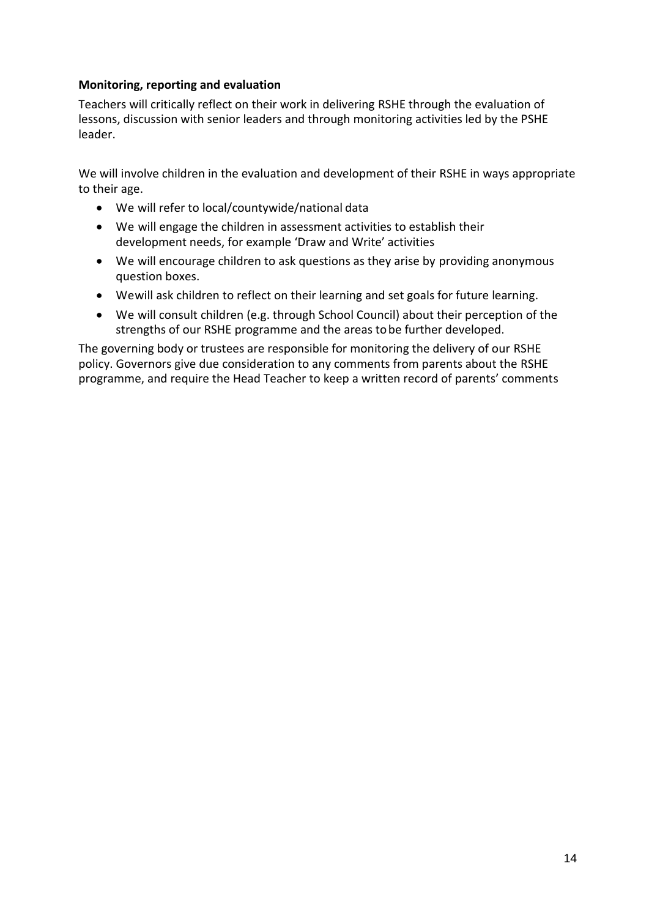**Monitoring, reporting and evaluation**

Teachers will critically reflect on their work in delivering RSHE through the evaluation of lessons, discussion with senior leaders and through monitoring activities led by the PSHE leader.

We will involve children in the evaluation and development of their RSHE in ways appropriate to their age.

- We will refer to local/countywide/national data
- We will engage the children in assessment activities to establish their development needs, for example 'Draw and Write' activities
- We will encourage children to ask questions as they arise by providing anonymous question boxes.
- Wewill ask children to reflect on their learning and set goals for future learning.
- We will consult children (e.g. through School Council) about their perception of the strengths of our RSHE programme and the areas tobe further developed.

The governing body or trustees are responsible for monitoring the delivery of our RSHE policy. Governors give due consideration to any comments from parents about the RSHE programme, and require the Head Teacher to keep a written record of parents' comments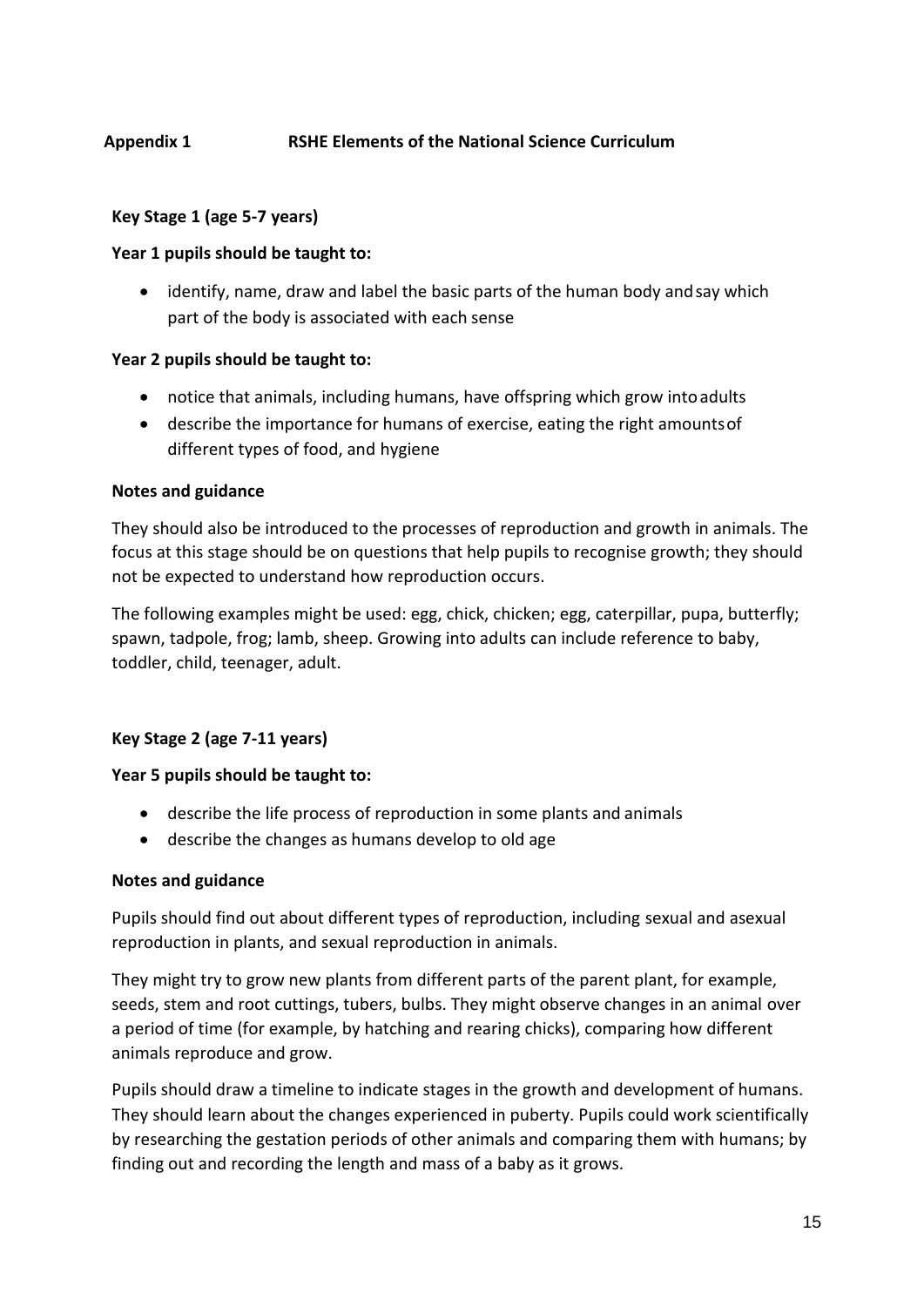## Appendix 1 RSHE Elements of the National Science Curriculum

### Key Stage 1 (age 5-7 years)

**Year 1 pupils should be taught to:**

- identify, name, draw and label the basic parts of the human body and say which part of the body is associated with each sense

**Year 2 pupils should be taught to:**

- notice that animals, including humans, have offspring which grow into adults
- describe the importance for humans of exercise, eating the right amounts of different types of food, and hygiene

**Notes and guidance**

They should also be introduced to the processes of reproduction and growth in animals. The focus at this stage should be on questions that help pupils to recognise growth; they should not be expected to understand how reproduction occurs.

The following examples might be used: egg, chick, chicken; egg, caterpillar, pupa, butterfly; spawn, tadpole, frog; lamb, sheep. Growing into adults can include reference to baby, toddler, child, teenager, adult.

### Key Stage 2 (age 7-11 years)

**Year 5 pupils should be taught to:**

- describe the life process of reproduction in some plants and animals
- describe the changes as humans develop to old age

**Notes and guidance**

Pupils should find out about different types of reproduction, including sexual and asexual reproduction in plants, and sexual reproduction in animals.

They might try to grow new plants from different parts of the parent plant, for example, seeds, stem and root cuttings, tubers, bulbs. They might observe changes in an animal over a period of time (for example, by hatching and rearing chicks), comparing how different animals reproduce and grow.

Pupils should draw a timeline to indicate stages in the growth and development of humans. They should learn about the changes experienced in puberty. Pupils could work scientifically by researching the gestation periods of other animals and comparing them with humans; by finding out and recording the length and mass of a baby as it grows.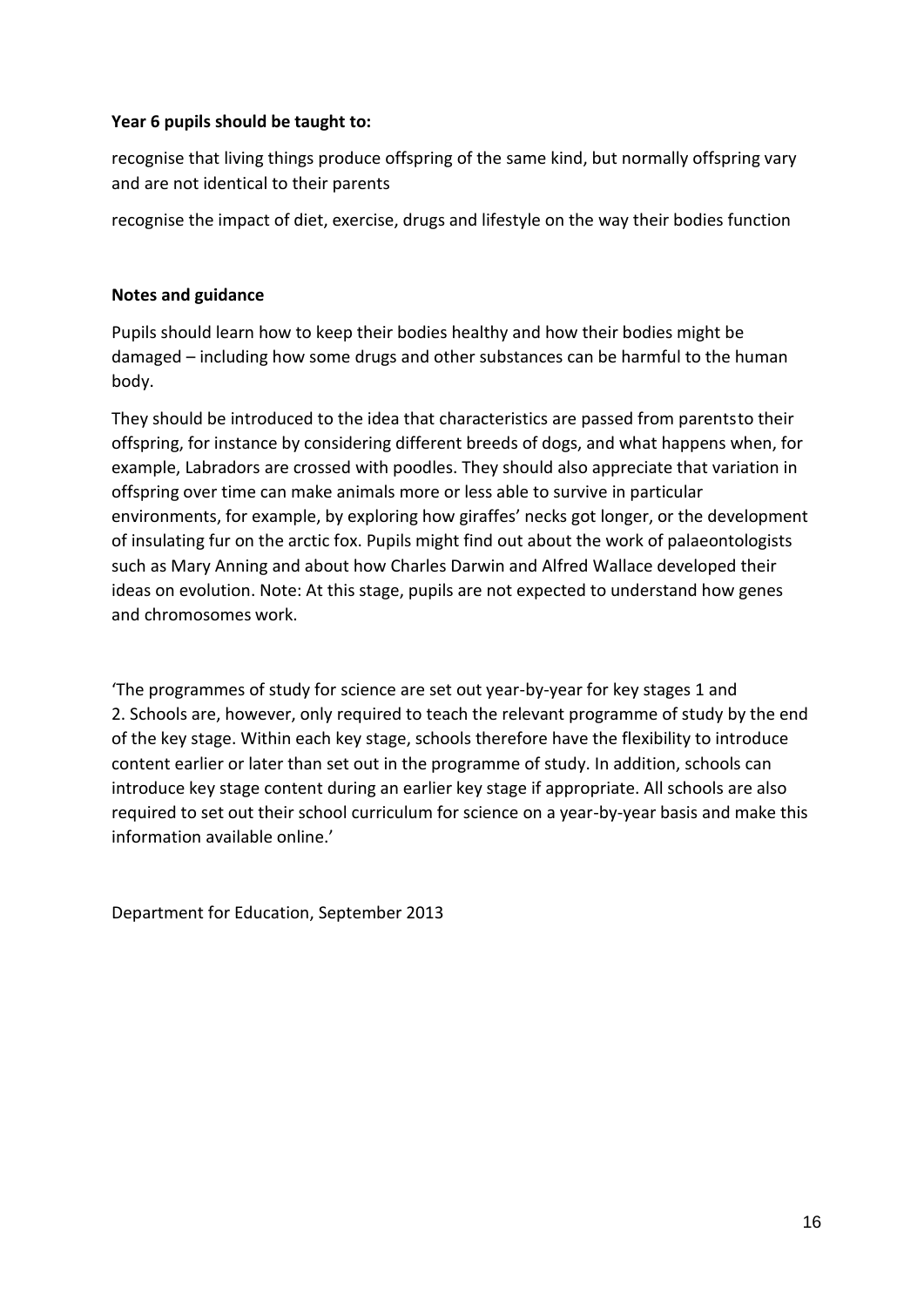**Year 6 pupils should be taught to:**

recognise that living things produce offspring of the same kind, but normally offspring vary and are not identical to their parents

recognise the impact of diet, exercise, drugs and lifestyle on the way their bodies function

**Notes and guidance**

Pupils should learn how to keep their bodies healthy and how their bodies might be damaged – including how some drugs and other substances can be harmful to the human body.

They should be introduced to the idea that characteristics are passed from parentsto their offspring, for instance by considering different breeds of dogs, and what happens when, for example, Labradors are crossed with poodles. They should also appreciate that variation in offspring over time can make animals more or less able to survive in particular environments, for example, by exploring how giraffes' necks got longer, or the development of insulating fur on the arctic fox. Pupils might find out about the work of palaeontologists such as Mary Anning and about how Charles Darwin and Alfred Wallace developed their ideas on evolution. Note: At this stage, pupils are not expected to understand how genes and chromosomes work.

'The programmes of study for science are set out year-by-year for key stages 1 and 2. Schools are, however, only required to teach the relevant programme of study by the end of the key stage. Within each key stage, schools therefore have the flexibility to introduce content earlier or later than set out in the programme of study. In addition, schools can introduce key stage content during an earlier key stage if appropriate. All schools are also required to set out their school curriculum for science on a year-by-year basis and make this information available online.'

Department for Education, September 2013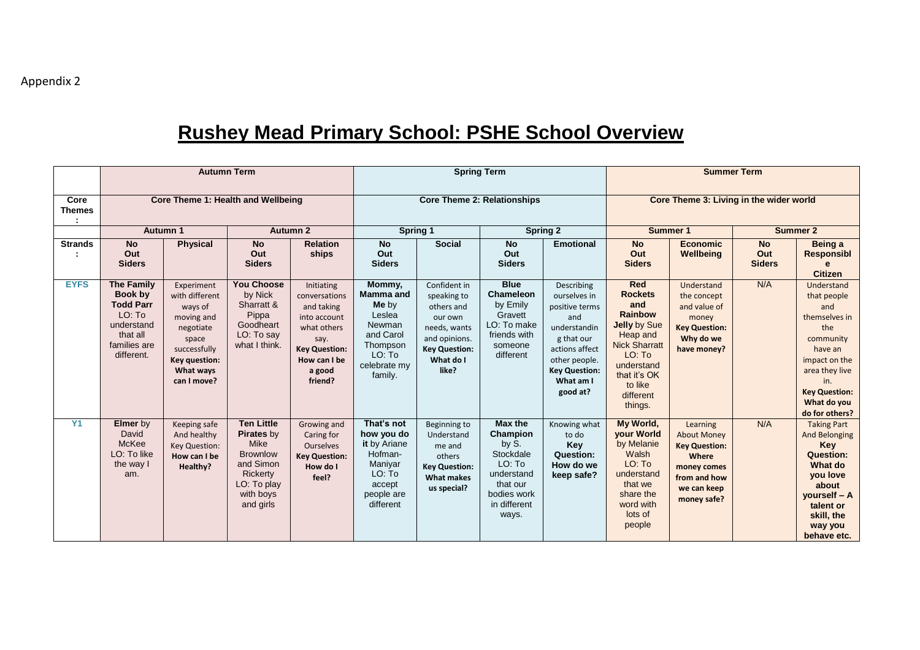Appendix 2

# Rushey Mead Primary School: PSHE School Overview

| | Autumn Term | | | | Spring Term | | | | Summer Term | | | |
|---|---|---|---|---|---|---|---|---|---|---|---|---|
| **Core Themes:** | **Core Theme 1: Health and Wellbeing** | | | | **Core Theme 2: Relationships** | | | | **Core Theme 3: Living in the wider world** | | | |
| | **Autumn 1** | | **Autumn 2** | | **Spring 1** | | **Spring 2** | | **Summer 1** | | **Summer 2** | |
| **Strands:** | **No Out Siders** | **Physical** | **No Out Siders** | **Relationships** | **No Out Siders** | **Social** | **No Out Siders** | **Emotional** | **No Out Siders** | **Economic Wellbeing** | **No Out Siders** | **Being a Responsible Citizen** |
| **EYFS** | **The Family Book by Todd Parr** LO: To understand that all families are different. | Experiment with different ways of moving and negotiate space successfully **Key question: What ways can I move?** | **You Choose** by Nick Sharratt & Pippa Goodheart LO: To say what I think. | Initiating conversations and taking into account what others say. **Key Question: How can I be a good friend?** | **Mommy, Mamma and Me** by Leslea Newman and Carol Thompson LO: To celebrate my family. | Confident in speaking to others and our own needs, wants and opinions. **Key Question: What do I like?** | **Blue Chameleon** by Emily Gravett LO: To make friends with someone different | Describing ourselves in positive terms and understanding that our actions affect other people. **Key Question: What am I good at?** | **Red Rockets and Rainbow Jelly** by Sue Heap and Nick Sharratt LO: To understand that it's OK to like different things. | Understand the concept and value of money **Key Question: Why do we have money?** | N/A | Understand that people and themselves in the community have an impact on the area they live in. **Key Question: What do you do for others?** |
| **Y1** | **Elmer** by David McKee LO: To like the way I am. | Keeping safe And healthy Key Question: **How can I be Healthy?** | **Ten Little Pirates** by Mike Brownlow and Simon Rickerty LO: To play with boys and girls | Growing and Caring for Ourselves **Key Question: How do I feel?** | **That's not how you do it** by Ariane Hofman-Maniyar LO: To accept people are different | Beginning to Understand me and others **Key Question: What makes us special?** | **Max the Champion** by S. Stockdale LO: To understand that our bodies work in different ways. | Knowing what to do **Key Question: How do we keep safe?** | **My World, your World** by Melanie Walsh LO: To understand that we share the word with lots of people | Learning About Money **Key Question: Where money comes from and how we can keep money safe?** | N/A | Taking Part And Belonging **Key Question: What do you love about yourself – A talent or skill, the way you behave etc.** |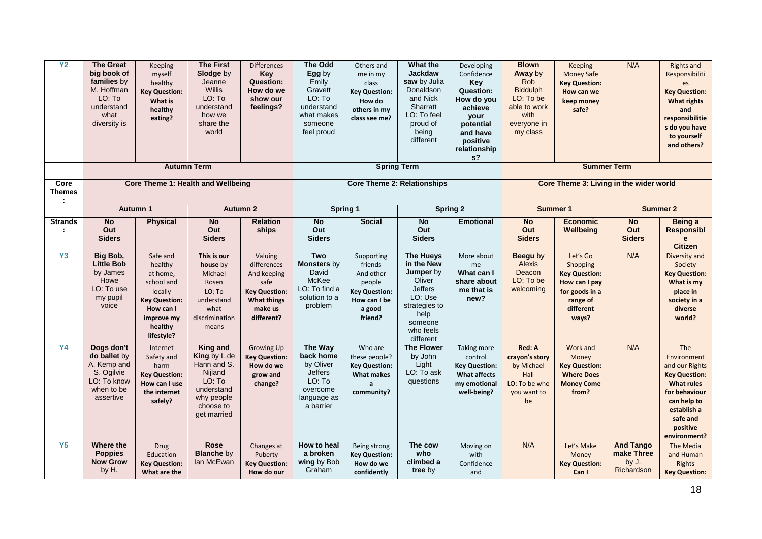| Y2 | **The Great big book of families** by M. Hoffman LO: To understand what diversity is | Keeping myself healthy **Key Question: What is healthy eating?** | **The First Slodge** by Jeanne Willis LO: To understand how we share the world | Differences **Key Question: How do we show our feelings?** | **The Odd Egg** by Emily Gravett LO: To understand what makes someone feel proud | Others and me in my class **Key Question: How do others in my class see me?** | **What the Jackdaw saw** by Julia Donaldson and Nick Sharratt LO: To feel proud of being different | Developing Confidence **Key Question: How do you achieve your potential and have positive relationships?** | **Blown Away** by Rob Biddulph LO: To be able to work with everyone in my class | Keeping Money Safe **Key Question: How can we keep money safe?** | N/A | Rights and Responsibilities **Key Question: What rights and responsibilities do you have to yourself and others?** |
|---|---|---|---|---|---|---|---|---|---|---|---|---|
| | **Autumn Term** | | | | **Spring Term** | | | | **Summer Term** | | | |
| **Core Themes:** | **Core Theme 1: Health and Wellbeing** | | | | **Core Theme 2: Relationships** | | | | **Core Theme 3: Living in the wider world** | | | |
| | **Autumn 1** | | **Autumn 2** | | **Spring 1** | | **Spring 2** | | **Summer 1** | | **Summer 2** | |
| **Strands:** | **No Out Siders** | **Physical** | **No Out Siders** | **Relationships** | **No Out Siders** | **Social** | **No Out Siders** | **Emotional** | **No Out Siders** | **Economic Wellbeing** | **No Out Siders** | **Being a Responsible Citizen** |
| Y3 | **Big Bob, Little Bob** by James Howe LO: To use my pupil voice | Safe and healthy at home, school and locally **Key Question: How can I improve my healthy lifestyle?** | **This is our house** by Michael Rosen LO: To understand what discrimination means | Valuing differences And keeping safe **Key Question: What things make us different?** | **Two Monsters** by David McKee LO: To find a solution to a problem | Supporting friends And other people **Key Question: How can I be a good friend?** | **The Hueys in the New Jumper** by Oliver Jeffers LO: Use strategies to help someone who feels different | More about me **What can I share about me that is new?** | **Beegu** by Alexis Deacon LO: To be welcoming | Let's Go Shopping **Key Question: How can I pay for goods in a range of different ways?** | N/A | Diversity and Society **Key Question: What is my place in society in a diverse world?** |
| Y4 | **Dogs don't do ballet** by A. Kemp and S. Ogilvie LO: To know when to be assertive | Internet Safety and harm **Key Question: How can I use the internet safely?** | **King and King** by L.de Hann and S. Nijland LO: To understand why people choose to get married | Growing Up **Key Question: How do we grow and change?** | **The Way back home** by Oliver Jeffers LO: To overcome language as a barrier | Who are these people? **Key Question: What makes a community?** | **The Flower** by John Light LO: To ask questions | Taking more control **Key Question: What affects my emotional well-being?** | **Red: A crayon's story** by Michael Hall LO: To be who you want to be | Work and Money **Key Question: Where Does Money Come from?** | N/A | The Environment and our Rights **Key Question: What rules for behaviour can help to establish a safe and positive environment?** |
| Y5 | **Where the Poppies Now Grow** by H. | Drug Education **Key Question: What are the** | **Rose Blanche** by Ian McEwan | Changes at Puberty **Key Question: How do our** | **How to heal a broken wing** by Bob Graham | Being strong **Key Question: How do we confidently** | **The cow who climbed a tree** by | Moving on with Confidence and | N/A | Let's Make Money **Key Question: Can I** | **And Tango make Three** by J. Richardson | The Media and Human Rights **Key Question:** |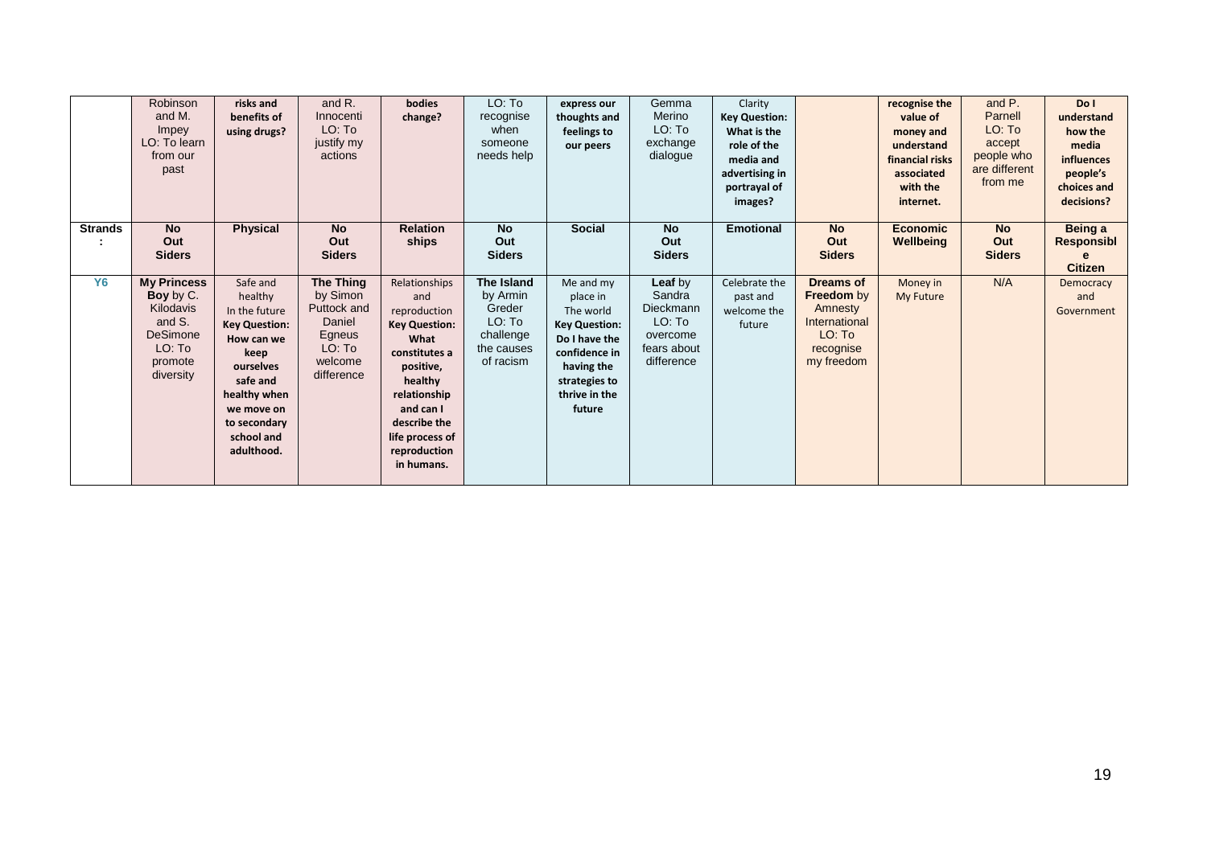| | Robinson and M. Impey LO: To learn from our past | **risks and benefits of using drugs?** | and R. Innocenti LO: To justify my actions | **bodies change?** | LO: To recognise when someone needs help | **express our thoughts and feelings to our peers** | Gemma Merino LO: To exchange dialogue | Clarity **Key Question: What is the role of the media and advertising in portrayal of images?** | | **recognise the value of money and understand financial risks associated with the internet.** | and P. Parnell LO: To accept people who are different from me | **Do I understand how the media influences people's choices and decisions?** |
|---|---|---|---|---|---|---|---|---|---|---|---|---|
| **Strands:** | **No Out Siders** | **Physical** | **No Out Siders** | **Relationships** | **No Out Siders** | **Social** | **No Out Siders** | **Emotional** | **No Out Siders** | **Economic Wellbeing** | **No Out Siders** | **Being a Responsible Citizen** |
| **Y6** | **My Princess Boy** by C. Kilodavis and S. DeSimone LO: To promote diversity | Safe and healthy In the future **Key Question: How can we keep ourselves safe and healthy when we move on to secondary school and adulthood.** | **The Thing** by Simon Puttock and Daniel Egneus LO: To welcome difference | Relationships and reproduction **Key Question: What constitutes a positive, healthy relationship and can I describe the life process of reproduction in humans.** | **The Island** by Armin Greder LO: To challenge the causes of racism | Me and my place in The world **Key Question: Do I have the confidence in having the strategies to thrive in the future** | **Leaf** by Sandra Dieckmann LO: To overcome fears about difference | Celebrate the past and welcome the future | **Dreams of Freedom** by Amnesty International LO: To recognise my freedom | Money in My Future | N/A | Democracy and Government |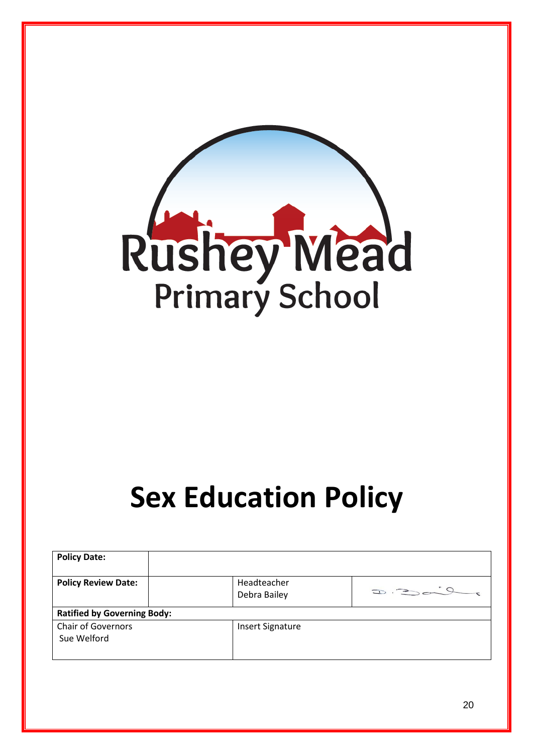Rushey Mead

Primary School

# Sex Education Policy

| **Policy Date:** | | | |
|---|---|---|---|
| **Policy Review Date:** | | Headteacher Debra Bailey | |
| **Ratified by Governing Body:** | | | |
| Chair of Governors Sue Welford | | Insert Signature | |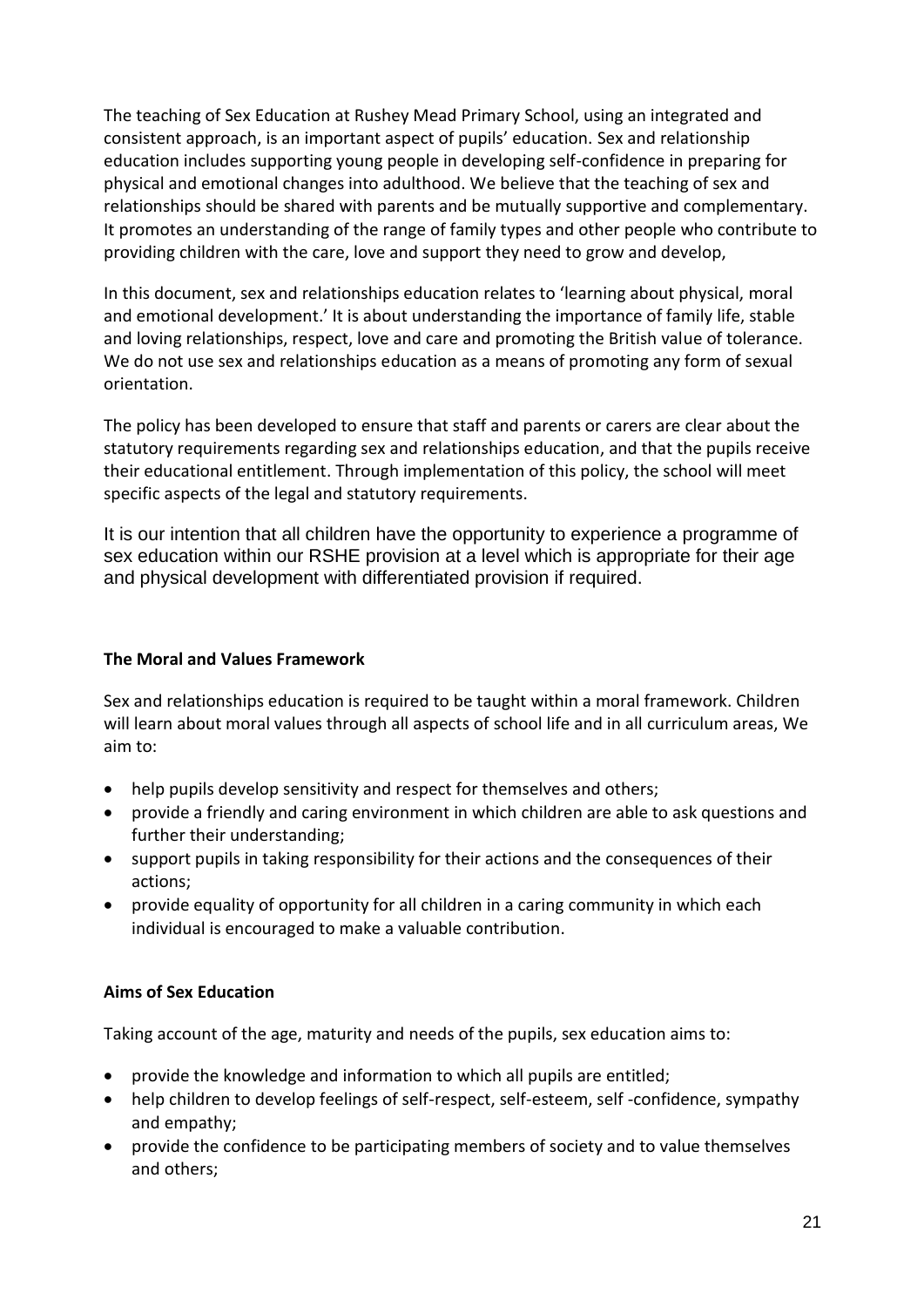The teaching of Sex Education at Rushey Mead Primary School, using an integrated and consistent approach, is an important aspect of pupils' education. Sex and relationship education includes supporting young people in developing self-confidence in preparing for physical and emotional changes into adulthood. We believe that the teaching of sex and relationships should be shared with parents and be mutually supportive and complementary. It promotes an understanding of the range of family types and other people who contribute to providing children with the care, love and support they need to grow and develop,

In this document, sex and relationships education relates to 'learning about physical, moral and emotional development.' It is about understanding the importance of family life, stable and loving relationships, respect, love and care and promoting the British value of tolerance. We do not use sex and relationships education as a means of promoting any form of sexual orientation.

The policy has been developed to ensure that staff and parents or carers are clear about the statutory requirements regarding sex and relationships education, and that the pupils receive their educational entitlement. Through implementation of this policy, the school will meet specific aspects of the legal and statutory requirements.

It is our intention that all children have the opportunity to experience a programme of sex education within our RSHE provision at a level which is appropriate for their age and physical development with differentiated provision if required.

**The Moral and Values Framework**

Sex and relationships education is required to be taught within a moral framework. Children will learn about moral values through all aspects of school life and in all curriculum areas, We aim to:

- help pupils develop sensitivity and respect for themselves and others;
- provide a friendly and caring environment in which children are able to ask questions and further their understanding;
- support pupils in taking responsibility for their actions and the consequences of their actions;
- provide equality of opportunity for all children in a caring community in which each individual is encouraged to make a valuable contribution.

**Aims of Sex Education**

Taking account of the age, maturity and needs of the pupils, sex education aims to:

- provide the knowledge and information to which all pupils are entitled;
- help children to develop feelings of self-respect, self-esteem, self -confidence, sympathy and empathy;
- provide the confidence to be participating members of society and to value themselves and others;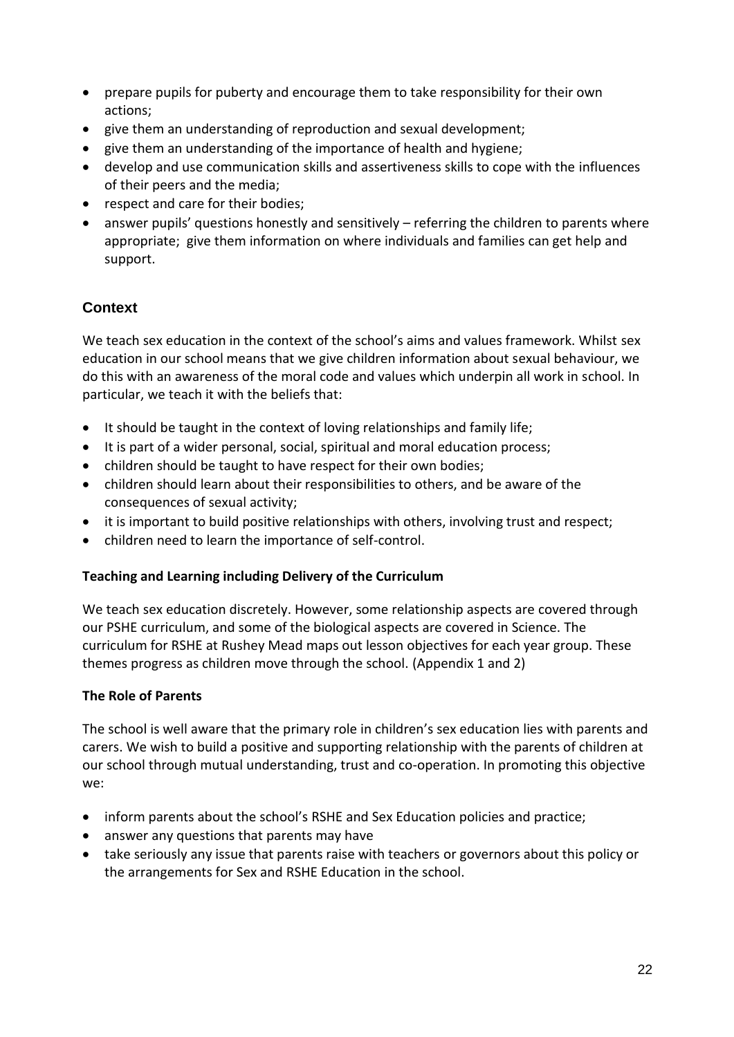- prepare pupils for puberty and encourage them to take responsibility for their own actions;
- give them an understanding of reproduction and sexual development;
- give them an understanding of the importance of health and hygiene;
- develop and use communication skills and assertiveness skills to cope with the influences of their peers and the media;
- respect and care for their bodies;
- answer pupils' questions honestly and sensitively – referring the children to parents where appropriate; give them information on where individuals and families can get help and support.

## Context

We teach sex education in the context of the school's aims and values framework. Whilst sex education in our school means that we give children information about sexual behaviour, we do this with an awareness of the moral code and values which underpin all work in school. In particular, we teach it with the beliefs that:

- It should be taught in the context of loving relationships and family life;
- It is part of a wider personal, social, spiritual and moral education process;
- children should be taught to have respect for their own bodies;
- children should learn about their responsibilities to others, and be aware of the consequences of sexual activity;
- it is important to build positive relationships with others, involving trust and respect;
- children need to learn the importance of self-control.

**Teaching and Learning including Delivery of the Curriculum**

We teach sex education discretely. However, some relationship aspects are covered through our PSHE curriculum, and some of the biological aspects are covered in Science. The curriculum for RSHE at Rushey Mead maps out lesson objectives for each year group. These themes progress as children move through the school. (Appendix 1 and 2)

**The Role of Parents**

The school is well aware that the primary role in children's sex education lies with parents and carers. We wish to build a positive and supporting relationship with the parents of children at our school through mutual understanding, trust and co-operation. In promoting this objective we:

- inform parents about the school's RSHE and Sex Education policies and practice;
- answer any questions that parents may have
- take seriously any issue that parents raise with teachers or governors about this policy or the arrangements for Sex and RSHE Education in the school.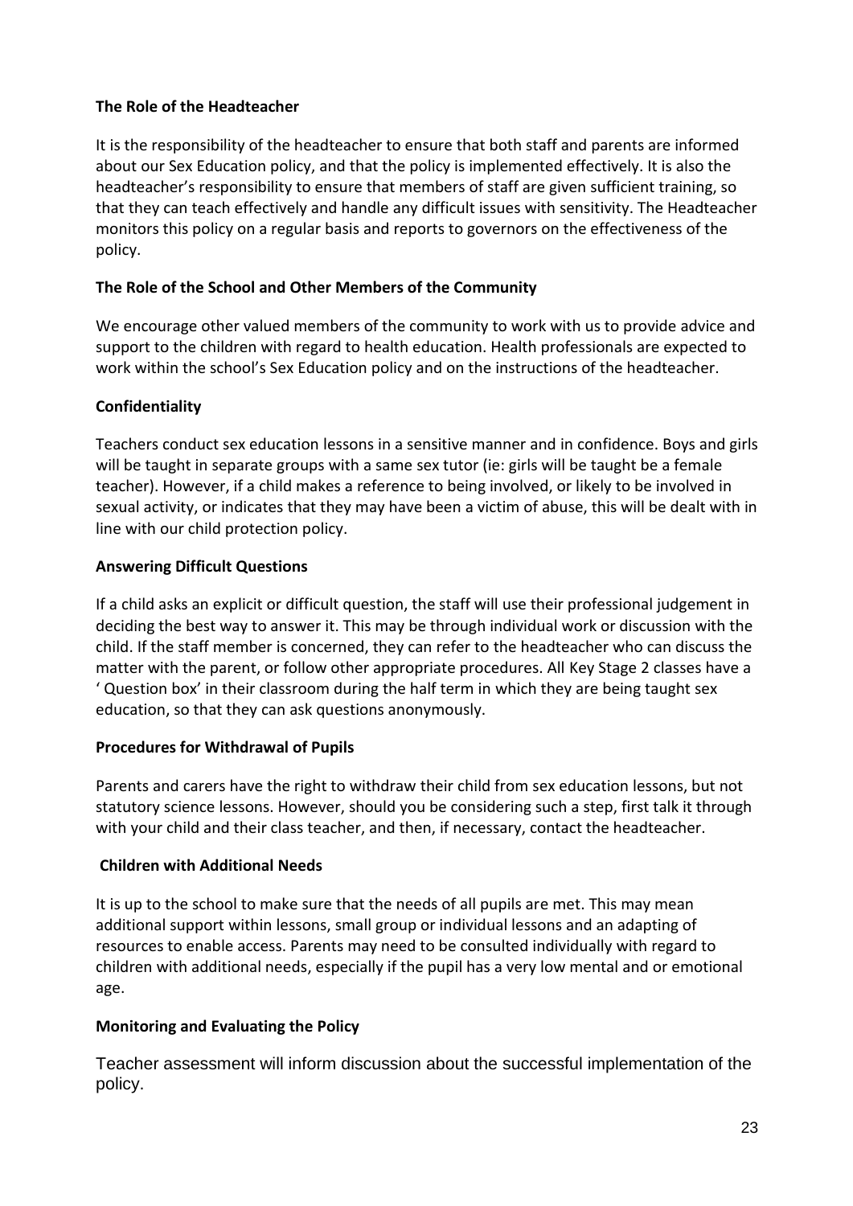**The Role of the Headteacher**

It is the responsibility of the headteacher to ensure that both staff and parents are informed about our Sex Education policy, and that the policy is implemented effectively. It is also the headteacher's responsibility to ensure that members of staff are given sufficient training, so that they can teach effectively and handle any difficult issues with sensitivity. The Headteacher monitors this policy on a regular basis and reports to governors on the effectiveness of the policy.

**The Role of the School and Other Members of the Community**

We encourage other valued members of the community to work with us to provide advice and support to the children with regard to health education. Health professionals are expected to work within the school's Sex Education policy and on the instructions of the headteacher.

**Confidentiality**

Teachers conduct sex education lessons in a sensitive manner and in confidence. Boys and girls will be taught in separate groups with a same sex tutor (ie: girls will be taught be a female teacher). However, if a child makes a reference to being involved, or likely to be involved in sexual activity, or indicates that they may have been a victim of abuse, this will be dealt with in line with our child protection policy.

**Answering Difficult Questions**

If a child asks an explicit or difficult question, the staff will use their professional judgement in deciding the best way to answer it. This may be through individual work or discussion with the child. If the staff member is concerned, they can refer to the headteacher who can discuss the matter with the parent, or follow other appropriate procedures. All Key Stage 2 classes have a ' Question box' in their classroom during the half term in which they are being taught sex education, so that they can ask questions anonymously.

**Procedures for Withdrawal of Pupils**

Parents and carers have the right to withdraw their child from sex education lessons, but not statutory science lessons. However, should you be considering such a step, first talk it through with your child and their class teacher, and then, if necessary, contact the headteacher.

**Children with Additional Needs**

It is up to the school to make sure that the needs of all pupils are met. This may mean additional support within lessons, small group or individual lessons and an adapting of resources to enable access. Parents may need to be consulted individually with regard to children with additional needs, especially if the pupil has a very low mental and or emotional age.

**Monitoring and Evaluating the Policy**

Teacher assessment will inform discussion about the successful implementation of the policy.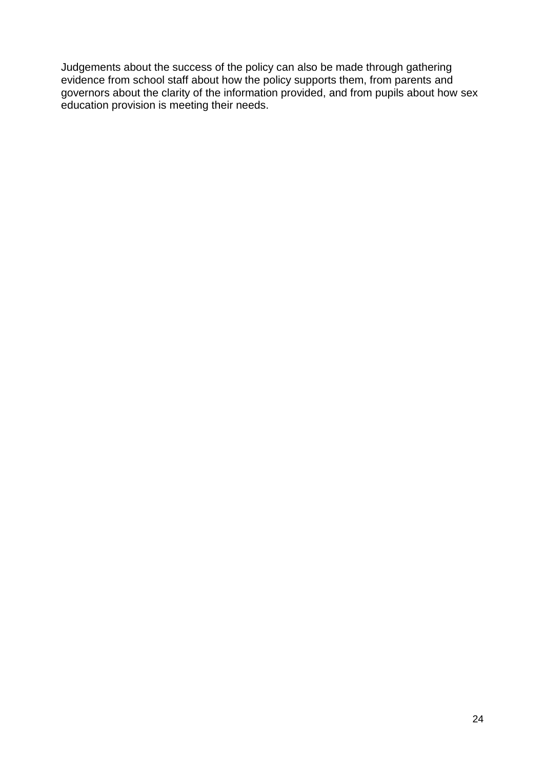Judgements about the success of the policy can also be made through gathering evidence from school staff about how the policy supports them, from parents and governors about the clarity of the information provided, and from pupils about how sex education provision is meeting their needs.